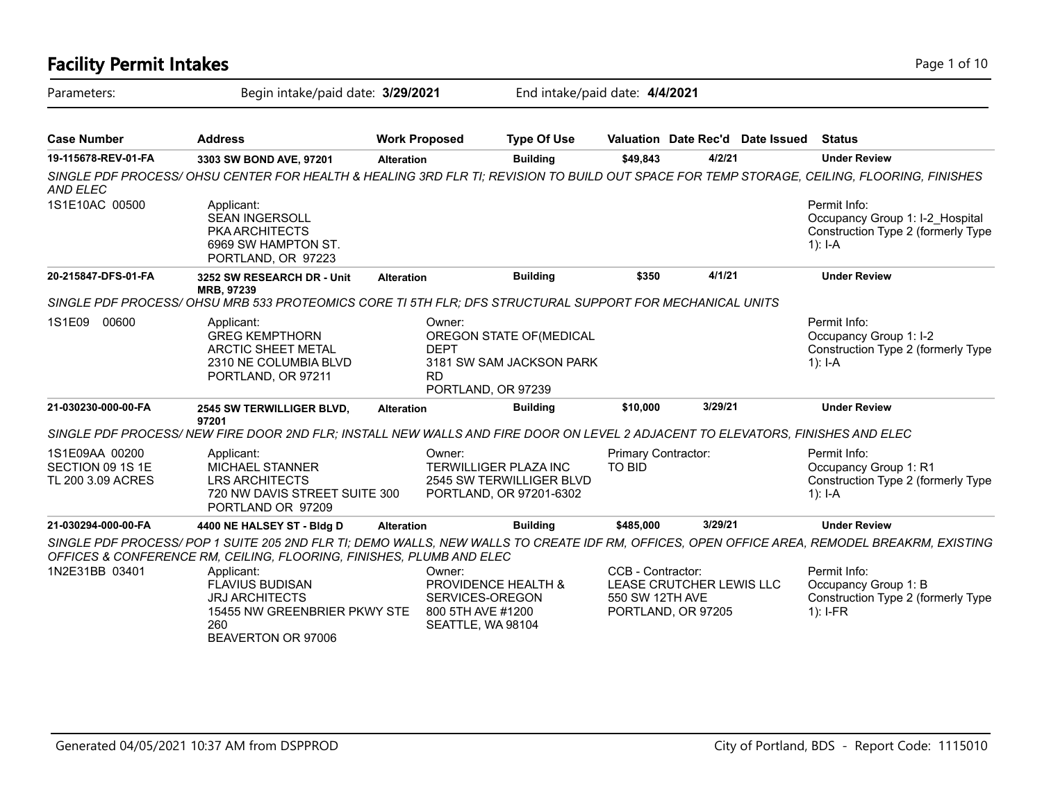# Facility Permit Intakes

Parameters: Begin intake/paid date: **3/29/2021** End intake/paid date: **4/4/2021**

| Case Number | Address | Work Proposed | Type Of Use | Valuation | Date Rec'd | Date Issued | Status |
|---|---|---|---|---|---|---|---|
| **19-115678-REV-01-FA** | **3303 SW BOND AVE, 97201** | **Alteration** | **Building** | **$49,843** | **4/2/21** | | **Under Review** |

*SINGLE PDF PROCESS/ OHSU CENTER FOR HEALTH & HEALING 3RD FLR TI; REVISION TO BUILD OUT SPACE FOR TEMP STORAGE, CEILING, FLOORING, FINISHES AND ELEC*

1S1E10AC 00500

Applicant:
SEAN INGERSOLL
PKA ARCHITECTS
6969 SW HAMPTON ST.
PORTLAND, OR 97223

Permit Info:
Occupancy Group 1: I-2_Hospital
Construction Type 2 (formerly Type 1): I-A

| Case Number | Address | Work Proposed | Type Of Use | Valuation | Date Rec'd | Date Issued | Status |
|---|---|---|---|---|---|---|---|
| **20-215847-DFS-01-FA** | **3252 SW RESEARCH DR - Unit MRB, 97239** | **Alteration** | **Building** | **$350** | **4/1/21** | | **Under Review** |

*SINGLE PDF PROCESS/ OHSU MRB 533 PROTEOMICS CORE TI 5TH FLR; DFS STRUCTURAL SUPPORT FOR MECHANICAL UNITS*

1S1E09 00600

Applicant:
GREG KEMPTHORN
ARCTIC SHEET METAL
2310 NE COLUMBIA BLVD
PORTLAND, OR 97211

Owner:
OREGON STATE OF(MEDICAL DEPT
3181 SW SAM JACKSON PARK RD
PORTLAND, OR 97239

Permit Info:
Occupancy Group 1: I-2
Construction Type 2 (formerly Type 1): I-A

| Case Number | Address | Work Proposed | Type Of Use | Valuation | Date Rec'd | Date Issued | Status |
|---|---|---|---|---|---|---|---|
| **21-030230-000-00-FA** | **2545 SW TERWILLIGER BLVD, 97201** | **Alteration** | **Building** | **$10,000** | **3/29/21** | | **Under Review** |

*SINGLE PDF PROCESS/ NEW FIRE DOOR 2ND FLR; INSTALL NEW WALLS AND FIRE DOOR ON LEVEL 2 ADJACENT TO ELEVATORS, FINISHES AND ELEC*

1S1E09AA 00200
SECTION 09 1S 1E
TL 200 3.09 ACRES

Applicant:
MICHAEL STANNER
LRS ARCHITECTS
720 NW DAVIS STREET SUITE 300
PORTLAND OR 97209

Owner:
TERWILLIGER PLAZA INC
2545 SW TERWILLIGER BLVD
PORTLAND, OR 97201-6302

Primary Contractor:
TO BID

Permit Info:
Occupancy Group 1: R1
Construction Type 2 (formerly Type 1): I-A

| Case Number | Address | Work Proposed | Type Of Use | Valuation | Date Rec'd | Date Issued | Status |
|---|---|---|---|---|---|---|---|
| **21-030294-000-00-FA** | **4400 NE HALSEY ST - Bldg D** | **Alteration** | **Building** | **$485,000** | **3/29/21** | | **Under Review** |

*SINGLE PDF PROCESS/ POP 1 SUITE 205 2ND FLR TI; DEMO WALLS, NEW WALLS TO CREATE IDF RM, OFFICES, OPEN OFFICE AREA, REMODEL BREAKRM, EXISTING OFFICES & CONFERENCE RM, CEILING, FLOORING, FINISHES, PLUMB AND ELEC*

1N2E31BB 03401

Applicant:
FLAVIUS BUDISAN
JRJ ARCHITECTS
15455 NW GREENBRIER PKWY STE 260
BEAVERTON OR 97006

Owner:
PROVIDENCE HEALTH & SERVICES-OREGON
800 5TH AVE #1200
SEATTLE, WA 98104

CCB - Contractor:
LEASE CRUTCHER LEWIS LLC
550 SW 12TH AVE
PORTLAND, OR 97205

Permit Info:
Occupancy Group 1: B
Construction Type 2 (formerly Type 1): I-FR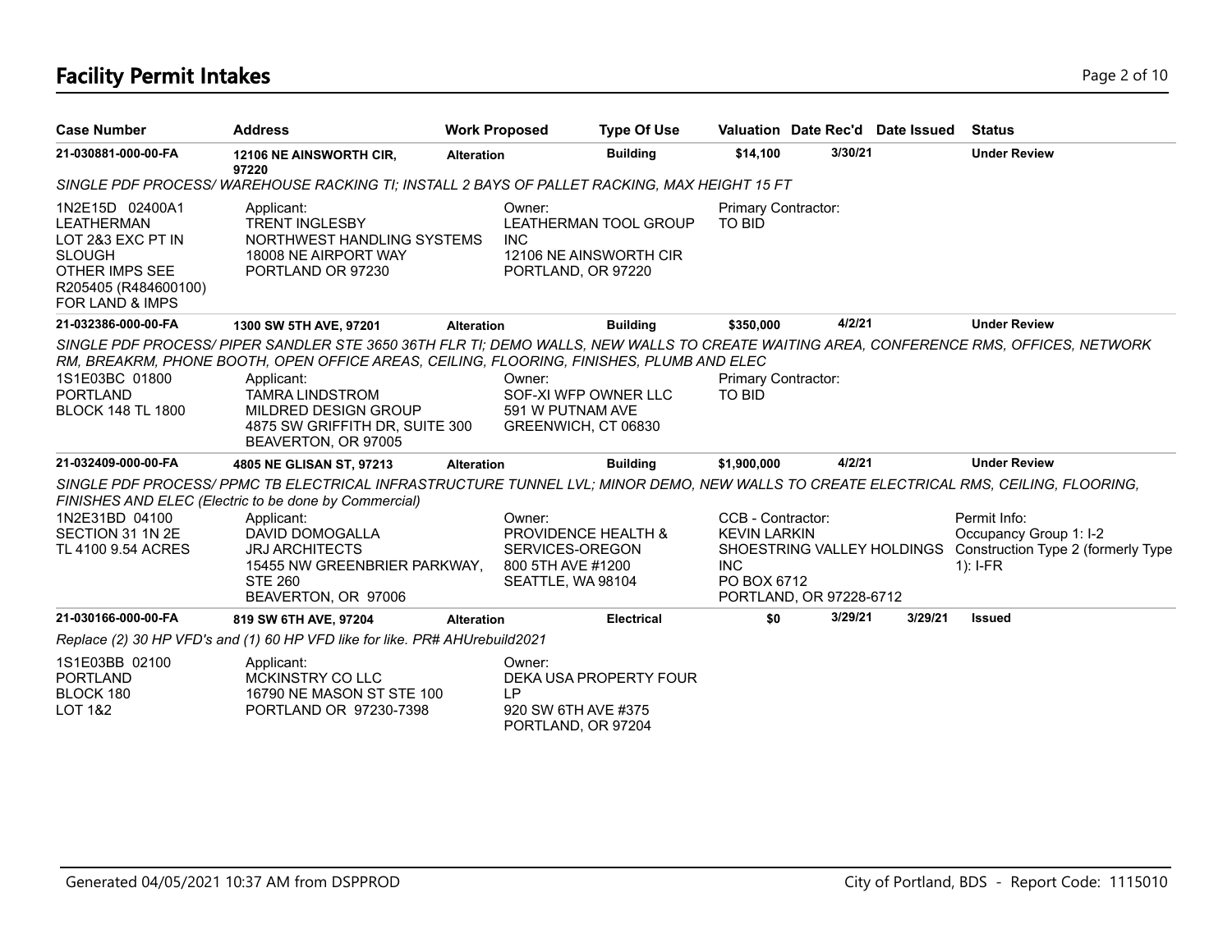## Facility Permit Intakes

| Case Number | Address | Work Proposed | Type Of Use | Valuation | Date Rec'd | Date Issued | Status |
|---|---|---|---|---|---|---|---|
| **21-030881-000-00-FA** | **12106 NE AINSWORTH CIR, 97220** | **Alteration** | **Building** | **$14,100** | **3/30/21** | | **Under Review** |

*SINGLE PDF PROCESS/ WAREHOUSE RACKING TI; INSTALL 2 BAYS OF PALLET RACKING, MAX HEIGHT 15 FT*

1N2E15D 02400A1
LEATHERMAN
LOT 2&3 EXC PT IN SLOUGH
OTHER IMPS SEE R205405 (R484600100) FOR LAND & IMPS

Applicant:
TRENT INGLESBY
NORTHWEST HANDLING SYSTEMS
18008 NE AIRPORT WAY
PORTLAND OR 97230

Owner:
LEATHERMAN TOOL GROUP INC
12106 NE AINSWORTH CIR
PORTLAND, OR 97220

Primary Contractor:
TO BID

| Case Number | Address | Work Proposed | Type Of Use | Valuation | Date Rec'd | Date Issued | Status |
|---|---|---|---|---|---|---|---|
| **21-032386-000-00-FA** | **1300 SW 5TH AVE, 97201** | **Alteration** | **Building** | **$350,000** | **4/2/21** | | **Under Review** |

*SINGLE PDF PROCESS/ PIPER SANDLER STE 3650 36TH FLR TI; DEMO WALLS, NEW WALLS TO CREATE WAITING AREA, CONFERENCE RMS, OFFICES, NETWORK RM, BREAKRM, PHONE BOOTH, OPEN OFFICE AREAS, CEILING, FLOORING, FINISHES, PLUMB AND ELEC*

1S1E03BC 01800
PORTLAND
BLOCK 148 TL 1800

Applicant:
TAMRA LINDSTROM
MILDRED DESIGN GROUP
4875 SW GRIFFITH DR, SUITE 300
BEAVERTON, OR 97005

Owner:
SOF-XI WFP OWNER LLC
591 W PUTNAM AVE
GREENWICH, CT 06830

Primary Contractor:
TO BID

| Case Number | Address | Work Proposed | Type Of Use | Valuation | Date Rec'd | Date Issued | Status |
|---|---|---|---|---|---|---|---|
| **21-032409-000-00-FA** | **4805 NE GLISAN ST, 97213** | **Alteration** | **Building** | **$1,900,000** | **4/2/21** | | **Under Review** |

*SINGLE PDF PROCESS/ PPMC TB ELECTRICAL INFRASTRUCTURE TUNNEL LVL; MINOR DEMO, NEW WALLS TO CREATE ELECTRICAL RMS, CEILING, FLOORING, FINISHES AND ELEC (Electric to be done by Commercial)*

1N2E31BD 04100
SECTION 31 1N 2E
TL 4100 9.54 ACRES

Applicant:
DAVID DOMOGALLA
JRJ ARCHITECTS
15455 NW GREENBRIER PARKWAY, STE 260
BEAVERTON, OR 97006

Owner:
PROVIDENCE HEALTH & SERVICES-OREGON
800 5TH AVE #1200
SEATTLE, WA 98104

CCB - Contractor:
KEVIN LARKIN
SHOESTRING VALLEY HOLDINGS INC
PO BOX 6712
PORTLAND, OR 97228-6712

Permit Info:
Occupancy Group 1: I-2
Construction Type 2 (formerly Type 1): I-FR

| Case Number | Address | Work Proposed | Type Of Use | Valuation | Date Rec'd | Date Issued | Status |
|---|---|---|---|---|---|---|---|
| **21-030166-000-00-FA** | **819 SW 6TH AVE, 97204** | **Alteration** | **Electrical** | **$0** | **3/29/21** | **3/29/21** | **Issued** |

*Replace (2) 30 HP VFD's and (1) 60 HP VFD like for like. PR# AHUrebuild2021*

1S1E03BB 02100
PORTLAND
BLOCK 180
LOT 1&2

Applicant:
MCKINSTRY CO LLC
16790 NE MASON ST STE 100
PORTLAND OR 97230-7398

Owner:
DEKA USA PROPERTY FOUR LP
920 SW 6TH AVE #375
PORTLAND, OR 97204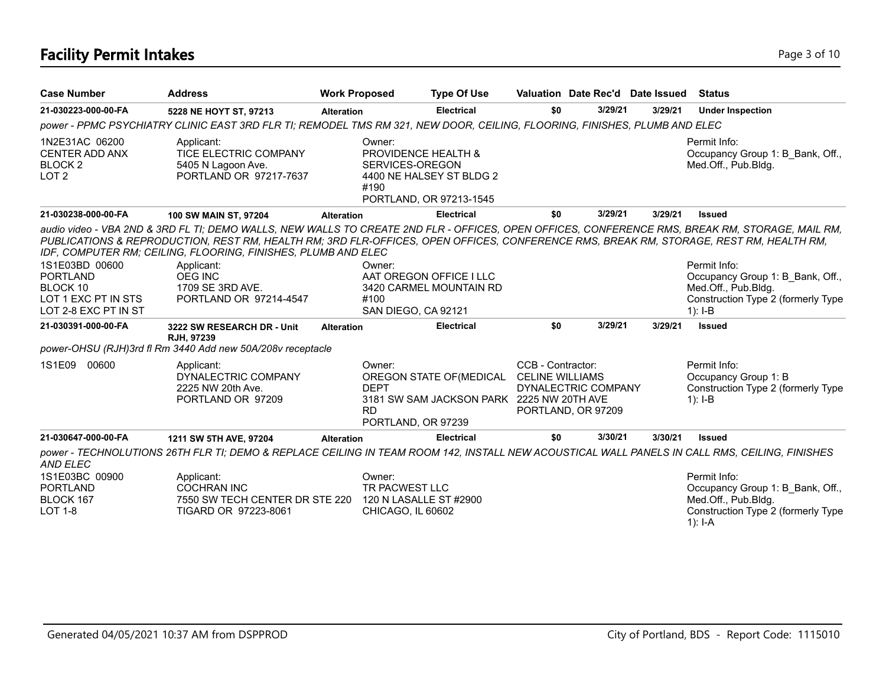# Facility Permit Intakes

| Case Number | Address | Work Proposed | Type Of Use | Valuation | Date Rec'd | Date Issued | Status |
|---|---|---|---|---|---|---|---|
| 21-030223-000-00-FA | 5228 NE HOYT ST, 97213 | Alteration | Electrical | $0 | 3/29/21 | 3/29/21 | Under Inspection |

*power - PPMC PSYCHIATRY CLINIC EAST 3RD FLR TI; REMODEL TMS RM 321, NEW DOOR, CEILING, FLOORING, FINISHES, PLUMB AND ELEC*

1N2E31AC 06200
CENTER ADD ANX
BLOCK 2
LOT 2

Applicant:
TICE ELECTRIC COMPANY
5405 N Lagoon Ave.
PORTLAND OR 97217-7637

Owner:
PROVIDENCE HEALTH & SERVICES-OREGON
4400 NE HALSEY ST BLDG 2 #190
PORTLAND, OR 97213-1545

Permit Info:
Occupancy Group 1: B_Bank, Off., Med.Off., Pub.Bldg.

| Case Number | Address | Work Proposed | Type Of Use | Valuation | Date Rec'd | Date Issued | Status |
|---|---|---|---|---|---|---|---|
| 21-030238-000-00-FA | 100 SW MAIN ST, 97204 | Alteration | Electrical | $0 | 3/29/21 | 3/29/21 | Issued |

*audio video - VBA 2ND & 3RD FL TI; DEMO WALLS, NEW WALLS TO CREATE 2ND FLR - OFFICES, OPEN OFFICES, CONFERENCE RMS, BREAK RM, STORAGE, MAIL RM, PUBLICATIONS & REPRODUCTION, REST RM, HEALTH RM; 3RD FLR-OFFICES, OPEN OFFICES, CONFERENCE RMS, BREAK RM, STORAGE, REST RM, HEALTH RM, IDF, COMPUTER RM; CEILING, FLOORING, FINISHES, PLUMB AND ELEC*

1S1E03BD 00600
PORTLAND
BLOCK 10
LOT 1 EXC PT IN STS
LOT 2-8 EXC PT IN ST

Applicant:
OEG INC
1709 SE 3RD AVE.
PORTLAND OR 97214-4547

Owner:
AAT OREGON OFFICE I LLC
3420 CARMEL MOUNTAIN RD #100
SAN DIEGO, CA 92121

Permit Info:
Occupancy Group 1: B_Bank, Off., Med.Off., Pub.Bldg.
Construction Type 2 (formerly Type 1): I-B

| Case Number | Address | Work Proposed | Type Of Use | Valuation | Date Rec'd | Date Issued | Status |
|---|---|---|---|---|---|---|---|
| 21-030391-000-00-FA | 3222 SW RESEARCH DR - Unit RJH, 97239 | Alteration | Electrical | $0 | 3/29/21 | 3/29/21 | Issued |

*power-OHSU (RJH)3rd fl Rm 3440 Add new 50A/208v receptacle*

1S1E09 00600

Applicant:
DYNALECTRIC COMPANY
2225 NW 20th Ave.
PORTLAND OR 97209

Owner:
OREGON STATE OF(MEDICAL DEPT
3181 SW SAM JACKSON PARK RD
PORTLAND, OR 97239

CCB - Contractor:
CELINE WILLIAMS
DYNALECTRIC COMPANY
2225 NW 20TH AVE
PORTLAND, OR 97209

Permit Info:
Occupancy Group 1: B
Construction Type 2 (formerly Type 1): I-B

| Case Number | Address | Work Proposed | Type Of Use | Valuation | Date Rec'd | Date Issued | Status |
|---|---|---|---|---|---|---|---|
| 21-030647-000-00-FA | 1211 SW 5TH AVE, 97204 | Alteration | Electrical | $0 | 3/30/21 | 3/30/21 | Issued |

*power - TECHNOLUTIONS 26TH FLR TI; DEMO & REPLACE CEILING IN TEAM ROOM 142, INSTALL NEW ACOUSTICAL WALL PANELS IN CALL RMS, CEILING, FINISHES AND ELEC*

1S1E03BC 00900
PORTLAND
BLOCK 167
LOT 1-8

Applicant:
COCHRAN INC
7550 SW TECH CENTER DR STE 220
TIGARD OR 97223-8061

Owner:
TR PACWEST LLC
120 N LASALLE ST #2900
CHICAGO, IL 60602

Permit Info:
Occupancy Group 1: B_Bank, Off., Med.Off., Pub.Bldg.
Construction Type 2 (formerly Type 1): I-A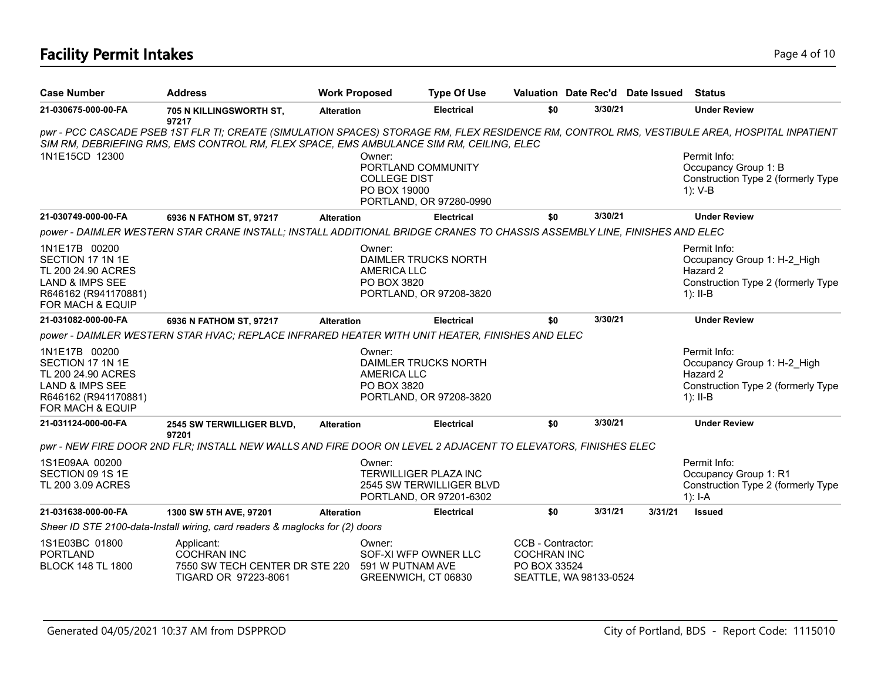# Facility Permit Intakes

| Case Number | Address | Work Proposed | Type Of Use | Valuation | Date Rec'd | Date Issued | Status |
|---|---|---|---|---|---|---|---|
| **21-030675-000-00-FA** | **705 N KILLINGSWORTH ST, 97217** | **Alteration** | **Electrical** | **$0** | **3/30/21** | | **Under Review** |
| *pwr - PCC CASCADE PSEB 1ST FLR TI; CREATE (SIMULATION SPACES) STORAGE RM, FLEX RESIDENCE RM, CONTROL RMS, VESTIBULE AREA, HOSPITAL INPATIENT SIM RM, DEBRIEFING RMS, EMS CONTROL RM, FLEX SPACE, EMS AMBULANCE SIM RM, CEILING, ELEC* | | | | | | | |
| 1N1E15CD 12300 | | Owner: PORTLAND COMMUNITY COLLEGE DIST PO BOX 19000 PORTLAND, OR 97280-0990 | | | | | Permit Info: Occupancy Group 1: B Construction Type 2 (formerly Type 1): V-B |
| **21-030749-000-00-FA** | **6936 N FATHOM ST, 97217** | **Alteration** | **Electrical** | **$0** | **3/30/21** | | **Under Review** |
| *power - DAIMLER WESTERN STAR CRANE INSTALL; INSTALL ADDITIONAL BRIDGE CRANES TO CHASSIS ASSEMBLY LINE, FINISHES AND ELEC* | | | | | | | |
| 1N1E17B 00200 SECTION 17 1N 1E TL 200 24.90 ACRES LAND & IMPS SEE R646162 (R941170881) FOR MACH & EQUIP | | Owner: DAIMLER TRUCKS NORTH AMERICA LLC PO BOX 3820 PORTLAND, OR 97208-3820 | | | | | Permit Info: Occupancy Group 1: H-2_High Hazard 2 Construction Type 2 (formerly Type 1): II-B |
| **21-031082-000-00-FA** | **6936 N FATHOM ST, 97217** | **Alteration** | **Electrical** | **$0** | **3/30/21** | | **Under Review** |
| *power - DAIMLER WESTERN STAR HVAC; REPLACE INFRARED HEATER WITH UNIT HEATER, FINISHES AND ELEC* | | | | | | | |
| 1N1E17B 00200 SECTION 17 1N 1E TL 200 24.90 ACRES LAND & IMPS SEE R646162 (R941170881) FOR MACH & EQUIP | | Owner: DAIMLER TRUCKS NORTH AMERICA LLC PO BOX 3820 PORTLAND, OR 97208-3820 | | | | | Permit Info: Occupancy Group 1: H-2_High Hazard 2 Construction Type 2 (formerly Type 1): II-B |
| **21-031124-000-00-FA** | **2545 SW TERWILLIGER BLVD, 97201** | **Alteration** | **Electrical** | **$0** | **3/30/21** | | **Under Review** |
| *pwr - NEW FIRE DOOR 2ND FLR; INSTALL NEW WALLS AND FIRE DOOR ON LEVEL 2 ADJACENT TO ELEVATORS, FINISHES ELEC* | | | | | | | |
| 1S1E09AA 00200 SECTION 09 1S 1E TL 200 3.09 ACRES | | Owner: TERWILLIGER PLAZA INC 2545 SW TERWILLIGER BLVD PORTLAND, OR 97201-6302 | | | | | Permit Info: Occupancy Group 1: R1 Construction Type 2 (formerly Type 1): I-A |
| **21-031638-000-00-FA** | **1300 SW 5TH AVE, 97201** | **Alteration** | **Electrical** | **$0** | **3/31/21** | **3/31/21** | **Issued** |
| *Sheer ID STE 2100-data-Install wiring, card readers & maglocks for (2) doors* | | | | | | | |
| 1S1E03BC 01800 PORTLAND BLOCK 148 TL 1800 | Applicant: COCHRAN INC 7550 SW TECH CENTER DR STE 220 TIGARD OR 97223-8061 | Owner: SOF-XI WFP OWNER LLC 591 W PUTNAM AVE GREENWICH, CT 06830 | | CCB - Contractor: COCHRAN INC PO BOX 33524 SEATTLE, WA 98133-0524 | | | |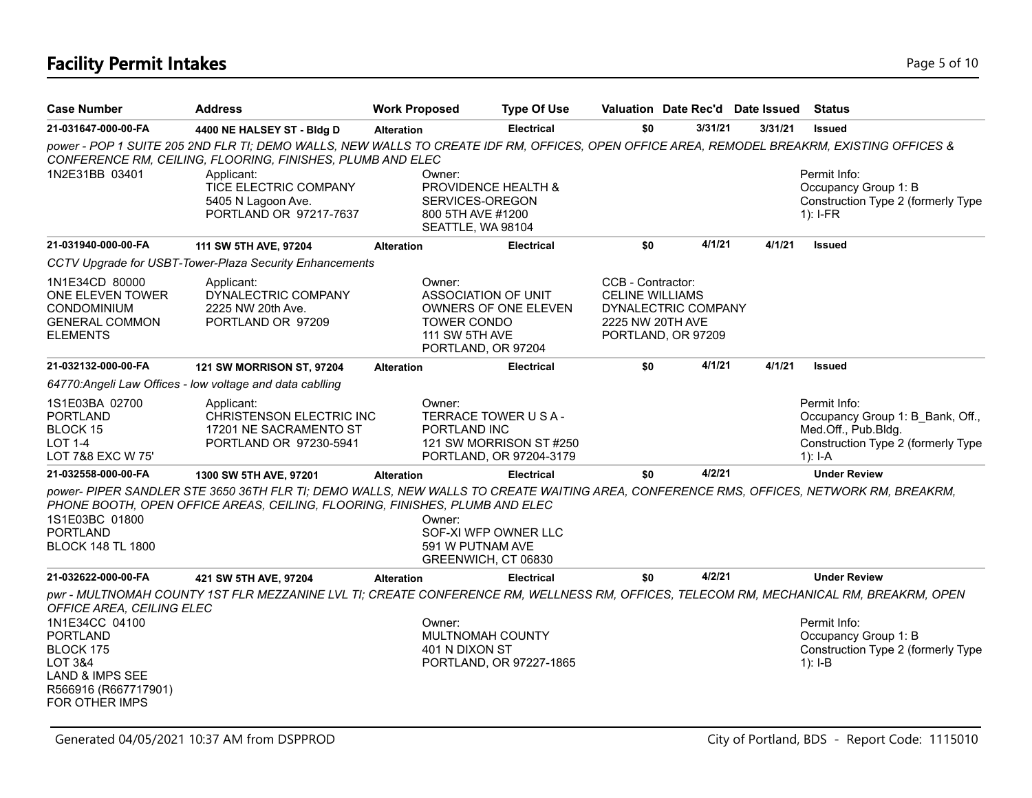# Facility Permit Intakes

| Case Number | Address | Work Proposed | Type Of Use | Valuation | Date Rec'd | Date Issued | Status |
|---|---|---|---|---|---|---|---|
| 21-031647-000-00-FA | 4400 NE HALSEY ST - Bldg D | Alteration | Electrical | $0 | 3/31/21 | 3/31/21 | Issued |

*power - POP 1 SUITE 205 2ND FLR TI; DEMO WALLS, NEW WALLS TO CREATE IDF RM, OFFICES, OPEN OFFICE AREA, REMODEL BREAKRM, EXISTING OFFICES & CONFERENCE RM, CEILING, FLOORING, FINISHES, PLUMB AND ELEC*

1N2E31BB 03401

Applicant:
TICE ELECTRIC COMPANY
5405 N Lagoon Ave.
PORTLAND OR 97217-7637

Owner:
PROVIDENCE HEALTH & SERVICES-OREGON
800 5TH AVE #1200
SEATTLE, WA 98104

Permit Info:
Occupancy Group 1: B
Construction Type 2 (formerly Type 1): I-FR

| Case Number | Address | Work Proposed | Type Of Use | Valuation | Date Rec'd | Date Issued | Status |
|---|---|---|---|---|---|---|---|
| 21-031940-000-00-FA | 111 SW 5TH AVE, 97204 | Alteration | Electrical | $0 | 4/1/21 | 4/1/21 | Issued |

*CCTV Upgrade for USBT-Tower-Plaza Security Enhancements*

1N1E34CD 80000
ONE ELEVEN TOWER CONDOMINIUM
GENERAL COMMON ELEMENTS

Applicant:
DYNALECTRIC COMPANY
2225 NW 20th Ave.
PORTLAND OR 97209

Owner:
ASSOCIATION OF UNIT OWNERS OF ONE ELEVEN TOWER CONDO
111 SW 5TH AVE
PORTLAND, OR 97204

CCB - Contractor:
CELINE WILLIAMS
DYNALECTRIC COMPANY
2225 NW 20TH AVE
PORTLAND, OR 97209

| Case Number | Address | Work Proposed | Type Of Use | Valuation | Date Rec'd | Date Issued | Status |
|---|---|---|---|---|---|---|---|
| 21-032132-000-00-FA | 121 SW MORRISON ST, 97204 | Alteration | Electrical | $0 | 4/1/21 | 4/1/21 | Issued |

*64770:Angeli Law Offices - low voltage and data cablling*

1S1E03BA 02700
PORTLAND
BLOCK 15
LOT 1-4
LOT 7&8 EXC W 75'

Applicant:
CHRISTENSON ELECTRIC INC
17201 NE SACRAMENTO ST
PORTLAND OR 97230-5941

Owner:
TERRACE TOWER U S A - PORTLAND INC
121 SW MORRISON ST #250
PORTLAND, OR 97204-3179

Permit Info:
Occupancy Group 1: B_Bank, Off., Med.Off., Pub.Bldg.
Construction Type 2 (formerly Type 1): I-A

| Case Number | Address | Work Proposed | Type Of Use | Valuation | Date Rec'd | Date Issued | Status |
|---|---|---|---|---|---|---|---|
| 21-032558-000-00-FA | 1300 SW 5TH AVE, 97201 | Alteration | Electrical | $0 | 4/2/21 | | Under Review |

*power- PIPER SANDLER STE 3650 36TH FLR TI; DEMO WALLS, NEW WALLS TO CREATE WAITING AREA, CONFERENCE RMS, OFFICES, NETWORK RM, BREAKRM, PHONE BOOTH, OPEN OFFICE AREAS, CEILING, FLOORING, FINISHES, PLUMB AND ELEC*

1S1E03BC 01800
PORTLAND
BLOCK 148 TL 1800

Owner:
SOF-XI WFP OWNER LLC
591 W PUTNAM AVE
GREENWICH, CT 06830

| Case Number | Address | Work Proposed | Type Of Use | Valuation | Date Rec'd | Date Issued | Status |
|---|---|---|---|---|---|---|---|
| 21-032622-000-00-FA | 421 SW 5TH AVE, 97204 | Alteration | Electrical | $0 | 4/2/21 | | Under Review |

*pwr - MULTNOMAH COUNTY 1ST FLR MEZZANINE LVL TI; CREATE CONFERENCE RM, WELLNESS RM, OFFICES, TELECOM RM, MECHANICAL RM, BREAKRM, OPEN OFFICE AREA, CEILING ELEC*

1N1E34CC 04100
PORTLAND
BLOCK 175
LOT 3&4
LAND & IMPS SEE R566916 (R667717901) FOR OTHER IMPS

Owner:
MULTNOMAH COUNTY
401 N DIXON ST
PORTLAND, OR 97227-1865

Permit Info:
Occupancy Group 1: B
Construction Type 2 (formerly Type 1): I-B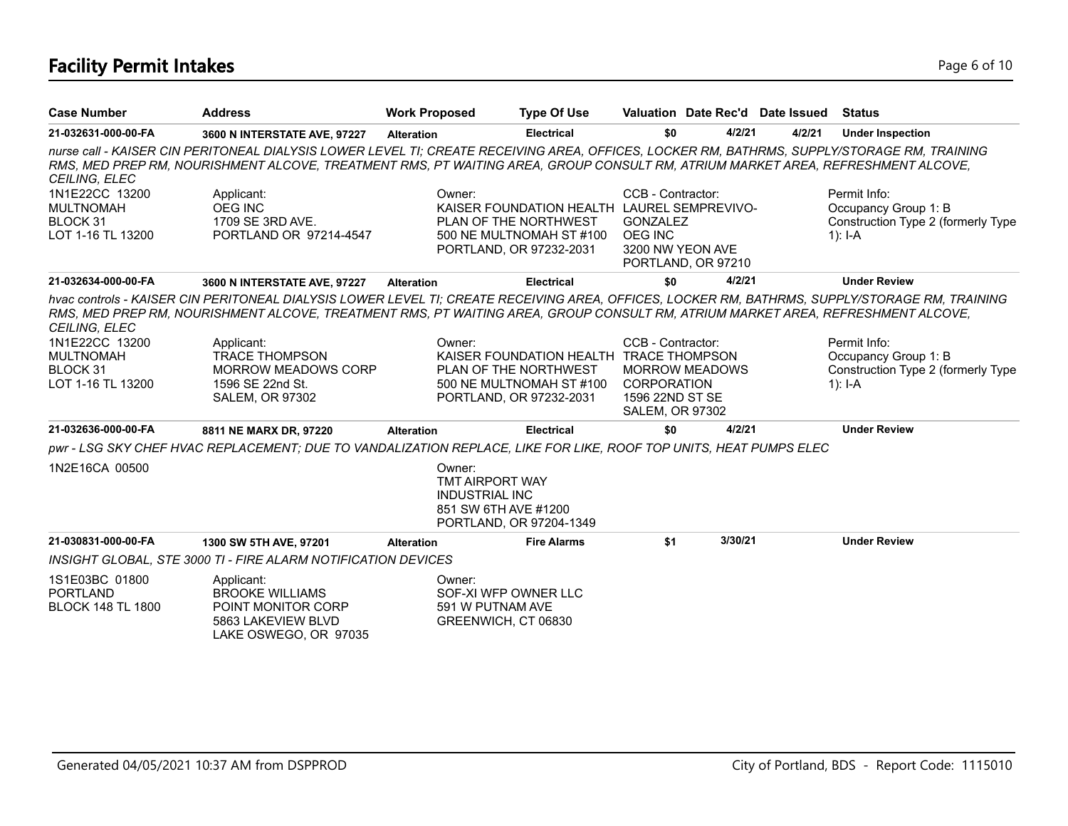# Facility Permit Intakes

| Case Number | Address | Work Proposed | Type Of Use | Valuation | Date Rec'd | Date Issued | Status |
|---|---|---|---|---|---|---|---|
| 21-032631-000-00-FA | 3600 N INTERSTATE AVE, 97227 | Alteration | Electrical | $0 | 4/2/21 | 4/2/21 | Under Inspection |

*nurse call - KAISER CIN PERITONEAL DIALYSIS LOWER LEVEL TI; CREATE RECEIVING AREA, OFFICES, LOCKER RM, BATHRMS, SUPPLY/STORAGE RM, TRAINING RMS, MED PREP RM, NOURISHMENT ALCOVE, TREATMENT RMS, PT WAITING AREA, GROUP CONSULT RM, ATRIUM MARKET AREA, REFRESHMENT ALCOVE, CEILING, ELEC*

1N1E22CC 13200
MULTNOMAH
BLOCK 31
LOT 1-16 TL 13200

Applicant:
OEG INC
1709 SE 3RD AVE.
PORTLAND OR 97214-4547

Owner:
KAISER FOUNDATION HEALTH PLAN OF THE NORTHWEST
500 NE MULTNOMAH ST #100
PORTLAND, OR 97232-2031

CCB - Contractor:
LAUREL SEMPREVIVO-GONZALEZ
OEG INC
3200 NW YEON AVE
PORTLAND, OR 97210

Permit Info:
Occupancy Group 1: B
Construction Type 2 (formerly Type 1): I-A

| Case Number | Address | Work Proposed | Type Of Use | Valuation | Date Rec'd | Date Issued | Status |
|---|---|---|---|---|---|---|---|
| 21-032634-000-00-FA | 3600 N INTERSTATE AVE, 97227 | Alteration | Electrical | $0 | 4/2/21 | | Under Review |

*hvac controls - KAISER CIN PERITONEAL DIALYSIS LOWER LEVEL TI; CREATE RECEIVING AREA, OFFICES, LOCKER RM, BATHRMS, SUPPLY/STORAGE RM, TRAINING RMS, MED PREP RM, NOURISHMENT ALCOVE, TREATMENT RMS, PT WAITING AREA, GROUP CONSULT RM, ATRIUM MARKET AREA, REFRESHMENT ALCOVE, CEILING, ELEC*

1N1E22CC 13200
MULTNOMAH
BLOCK 31
LOT 1-16 TL 13200

Applicant:
TRACE THOMPSON
MORROW MEADOWS CORP
1596 SE 22nd St.
SALEM, OR 97302

Owner:
KAISER FOUNDATION HEALTH PLAN OF THE NORTHWEST
500 NE MULTNOMAH ST #100
PORTLAND, OR 97232-2031

CCB - Contractor:
TRACE THOMPSON
MORROW MEADOWS CORPORATION
1596 22ND ST SE
SALEM, OR 97302

Permit Info:
Occupancy Group 1: B
Construction Type 2 (formerly Type 1): I-A

| Case Number | Address | Work Proposed | Type Of Use | Valuation | Date Rec'd | Date Issued | Status |
|---|---|---|---|---|---|---|---|
| 21-032636-000-00-FA | 8811 NE MARX DR, 97220 | Alteration | Electrical | $0 | 4/2/21 | | Under Review |

*pwr - LSG SKY CHEF HVAC REPLACEMENT; DUE TO VANDALIZATION REPLACE, LIKE FOR LIKE, ROOF TOP UNITS, HEAT PUMPS ELEC*

1N2E16CA 00500

Owner:
TMT AIRPORT WAY INDUSTRIAL INC
851 SW 6TH AVE #1200
PORTLAND, OR 97204-1349

| Case Number | Address | Work Proposed | Type Of Use | Valuation | Date Rec'd | Date Issued | Status |
|---|---|---|---|---|---|---|---|
| 21-030831-000-00-FA | 1300 SW 5TH AVE, 97201 | Alteration | Fire Alarms | $1 | 3/30/21 | | Under Review |

*INSIGHT GLOBAL, STE 3000 TI - FIRE ALARM NOTIFICATION DEVICES*

1S1E03BC 01800
PORTLAND
BLOCK 148 TL 1800

Applicant:
BROOKE WILLIAMS
POINT MONITOR CORP
5863 LAKEVIEW BLVD
LAKE OSWEGO, OR 97035

Owner:
SOF-XI WFP OWNER LLC
591 W PUTNAM AVE
GREENWICH, CT 06830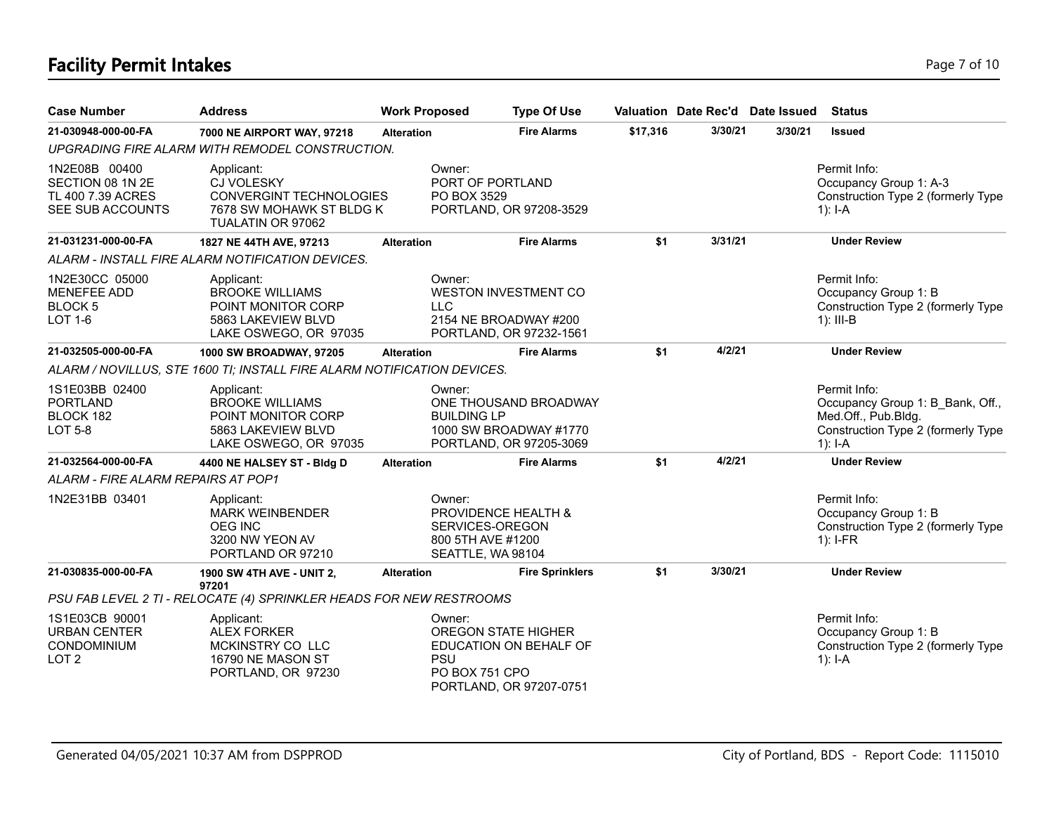# Facility Permit Intakes

| Case Number | Address | Work Proposed | Type Of Use | Valuation | Date Rec'd | Date Issued | Status |
|---|---|---|---|---|---|---|---|
| **21-030948-000-00-FA** | **7000 NE AIRPORT WAY, 97218** | **Alteration** | **Fire Alarms** | **$17,316** | **3/30/21** | **3/30/21** | **Issued** |
| *UPGRADING FIRE ALARM WITH REMODEL CONSTRUCTION.* | | | | | | | |
| 1N2E08B 00400 SECTION 08 1N 2E TL 400 7.39 ACRES SEE SUB ACCOUNTS | Applicant: CJ VOLESKY CONVERGINT TECHNOLOGIES 7678 SW MOHAWK ST BLDG K TUALATIN OR 97062 | Owner: PORT OF PORTLAND PO BOX 3529 PORTLAND, OR 97208-3529 | | | | | Permit Info: Occupancy Group 1: A-3 Construction Type 2 (formerly Type 1): I-A |
| **21-031231-000-00-FA** | **1827 NE 44TH AVE, 97213** | **Alteration** | **Fire Alarms** | **$1** | **3/31/21** | | **Under Review** |
| *ALARM - INSTALL FIRE ALARM NOTIFICATION DEVICES.* | | | | | | | |
| 1N2E30CC 05000 MENEFEE ADD BLOCK 5 LOT 1-6 | Applicant: BROOKE WILLIAMS POINT MONITOR CORP 5863 LAKEVIEW BLVD LAKE OSWEGO, OR 97035 | Owner: WESTON INVESTMENT CO LLC 2154 NE BROADWAY #200 PORTLAND, OR 97232-1561 | | | | | Permit Info: Occupancy Group 1: B Construction Type 2 (formerly Type 1): III-B |
| **21-032505-000-00-FA** | **1000 SW BROADWAY, 97205** | **Alteration** | **Fire Alarms** | **$1** | **4/2/21** | | **Under Review** |
| *ALARM / NOVILLUS, STE 1600 TI; INSTALL FIRE ALARM NOTIFICATION DEVICES.* | | | | | | | |
| 1S1E03BB 02400 PORTLAND BLOCK 182 LOT 5-8 | Applicant: BROOKE WILLIAMS POINT MONITOR CORP 5863 LAKEVIEW BLVD LAKE OSWEGO, OR 97035 | Owner: ONE THOUSAND BROADWAY BUILDING LP 1000 SW BROADWAY #1770 PORTLAND, OR 97205-3069 | | | | | Permit Info: Occupancy Group 1: B_Bank, Off., Med.Off., Pub.Bldg. Construction Type 2 (formerly Type 1): I-A |
| **21-032564-000-00-FA** | **4400 NE HALSEY ST - Bldg D** | **Alteration** | **Fire Alarms** | **$1** | **4/2/21** | | **Under Review** |
| *ALARM - FIRE ALARM REPAIRS AT POP1* | | | | | | | |
| 1N2E31BB 03401 | Applicant: MARK WEINBENDER OEG INC 3200 NW YEON AV PORTLAND OR 97210 | Owner: PROVIDENCE HEALTH & SERVICES-OREGON 800 5TH AVE #1200 SEATTLE, WA 98104 | | | | | Permit Info: Occupancy Group 1: B Construction Type 2 (formerly Type 1): I-FR |
| **21-030835-000-00-FA** | **1900 SW 4TH AVE - UNIT 2, 97201** | **Alteration** | **Fire Sprinklers** | **$1** | **3/30/21** | | **Under Review** |
| *PSU FAB LEVEL 2 TI - RELOCATE (4) SPRINKLER HEADS FOR NEW RESTROOMS* | | | | | | | |
| 1S1E03CB 90001 URBAN CENTER CONDOMINIUM LOT 2 | Applicant: ALEX FORKER MCKINSTRY CO LLC 16790 NE MASON ST PORTLAND, OR 97230 | Owner: OREGON STATE HIGHER EDUCATION ON BEHALF OF PSU PO BOX 751 CPO PORTLAND, OR 97207-0751 | | | | | Permit Info: Occupancy Group 1: B Construction Type 2 (formerly Type 1): I-A |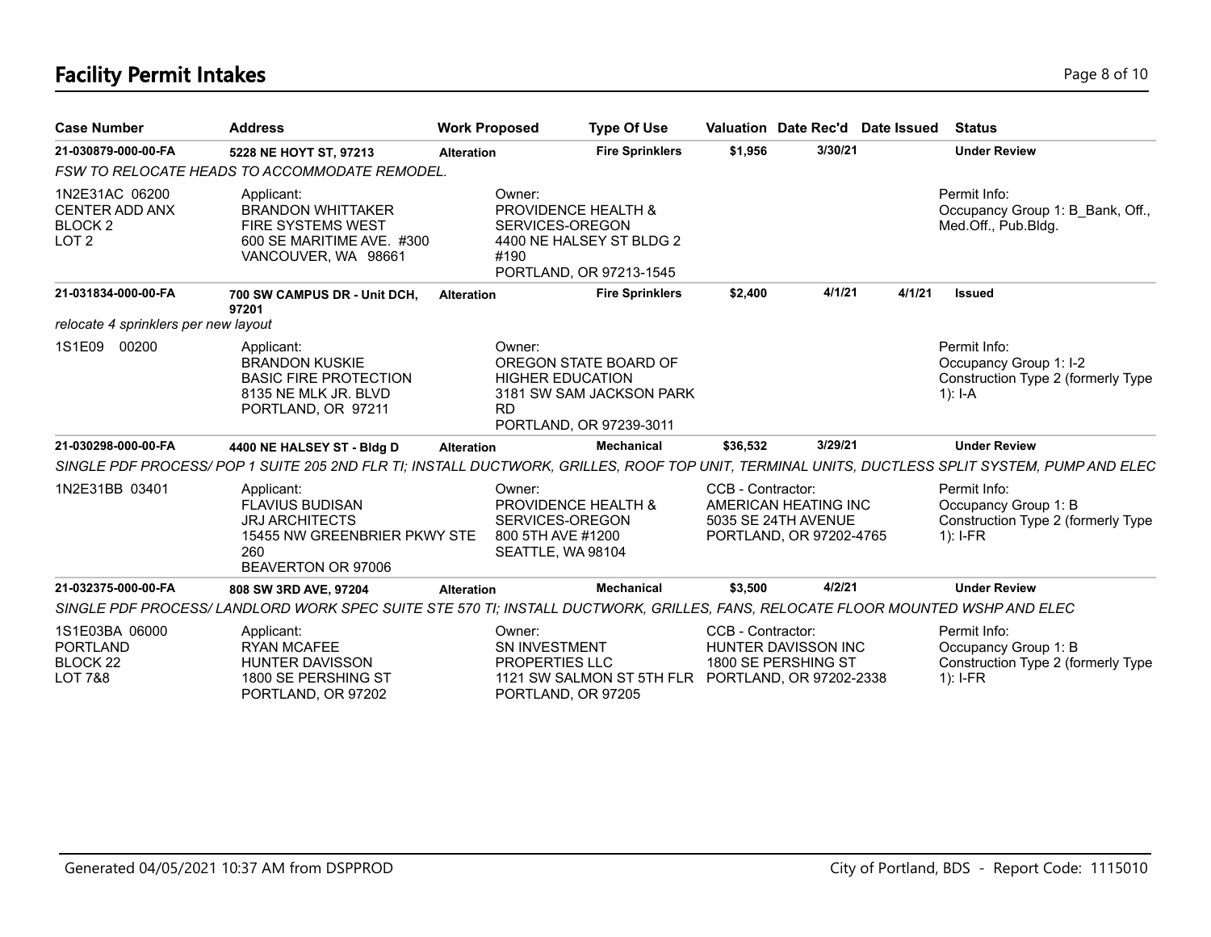# Facility Permit Intakes

| Case Number | Address | Work Proposed | Type Of Use | Valuation | Date Rec'd | Date Issued | Status |
|---|---|---|---|---|---|---|---|
| **21-030879-000-00-FA** | **5228 NE HOYT ST, 97213** | **Alteration** | **Fire Sprinklers** | **$1,956** | **3/30/21** | | **Under Review** |

*FSW TO RELOCATE HEADS TO ACCOMMODATE REMODEL.*

1N2E31AC 06200
CENTER ADD ANX
BLOCK 2
LOT 2

Applicant:
BRANDON WHITTAKER
FIRE SYSTEMS WEST
600 SE MARITIME AVE. #300
VANCOUVER, WA 98661

Owner:
PROVIDENCE HEALTH &
SERVICES-OREGON
4400 NE HALSEY ST BLDG 2
#190
PORTLAND, OR 97213-1545

Permit Info:
Occupancy Group 1: B_Bank, Off., Med.Off., Pub.Bldg.

| Case Number | Address | Work Proposed | Type Of Use | Valuation | Date Rec'd | Date Issued | Status |
|---|---|---|---|---|---|---|---|
| **21-031834-000-00-FA** | **700 SW CAMPUS DR - Unit DCH, 97201** | **Alteration** | **Fire Sprinklers** | **$2,400** | **4/1/21** | **4/1/21** | **Issued** |

*relocate 4 sprinklers per new layout*

1S1E09 00200

Applicant:
BRANDON KUSKIE
BASIC FIRE PROTECTION
8135 NE MLK JR. BLVD
PORTLAND, OR 97211

Owner:
OREGON STATE BOARD OF
HIGHER EDUCATION
3181 SW SAM JACKSON PARK
RD
PORTLAND, OR 97239-3011

Permit Info:
Occupancy Group 1: I-2
Construction Type 2 (formerly Type 1): I-A

| Case Number | Address | Work Proposed | Type Of Use | Valuation | Date Rec'd | Date Issued | Status |
|---|---|---|---|---|---|---|---|
| **21-030298-000-00-FA** | **4400 NE HALSEY ST - Bldg D** | **Alteration** | **Mechanical** | **$36,532** | **3/29/21** | | **Under Review** |

*SINGLE PDF PROCESS/ POP 1 SUITE 205 2ND FLR TI; INSTALL DUCTWORK, GRILLES, ROOF TOP UNIT, TERMINAL UNITS, DUCTLESS SPLIT SYSTEM, PUMP AND ELEC*

1N2E31BB 03401

Applicant:
FLAVIUS BUDISAN
JRJ ARCHITECTS
15455 NW GREENBRIER PKWY STE
260
BEAVERTON OR 97006

Owner:
PROVIDENCE HEALTH &
SERVICES-OREGON
800 5TH AVE #1200
SEATTLE, WA 98104

CCB - Contractor:
AMERICAN HEATING INC
5035 SE 24TH AVENUE
PORTLAND, OR 97202-4765

Permit Info:
Occupancy Group 1: B
Construction Type 2 (formerly Type 1): I-FR

| Case Number | Address | Work Proposed | Type Of Use | Valuation | Date Rec'd | Date Issued | Status |
|---|---|---|---|---|---|---|---|
| **21-032375-000-00-FA** | **808 SW 3RD AVE, 97204** | **Alteration** | **Mechanical** | **$3,500** | **4/2/21** | | **Under Review** |

*SINGLE PDF PROCESS/ LANDLORD WORK SPEC SUITE STE 570 TI; INSTALL DUCTWORK, GRILLES, FANS, RELOCATE FLOOR MOUNTED WSHP AND ELEC*

1S1E03BA 06000
PORTLAND
BLOCK 22
LOT 7&8

Applicant:
RYAN MCAFEE
HUNTER DAVISSON
1800 SE PERSHING ST
PORTLAND, OR 97202

Owner:
SN INVESTMENT
PROPERTIES LLC
1121 SW SALMON ST 5TH FLR
PORTLAND, OR 97205

CCB - Contractor:
HUNTER DAVISSON INC
1800 SE PERSHING ST
PORTLAND, OR 97202-2338

Permit Info:
Occupancy Group 1: B
Construction Type 2 (formerly Type 1): I-FR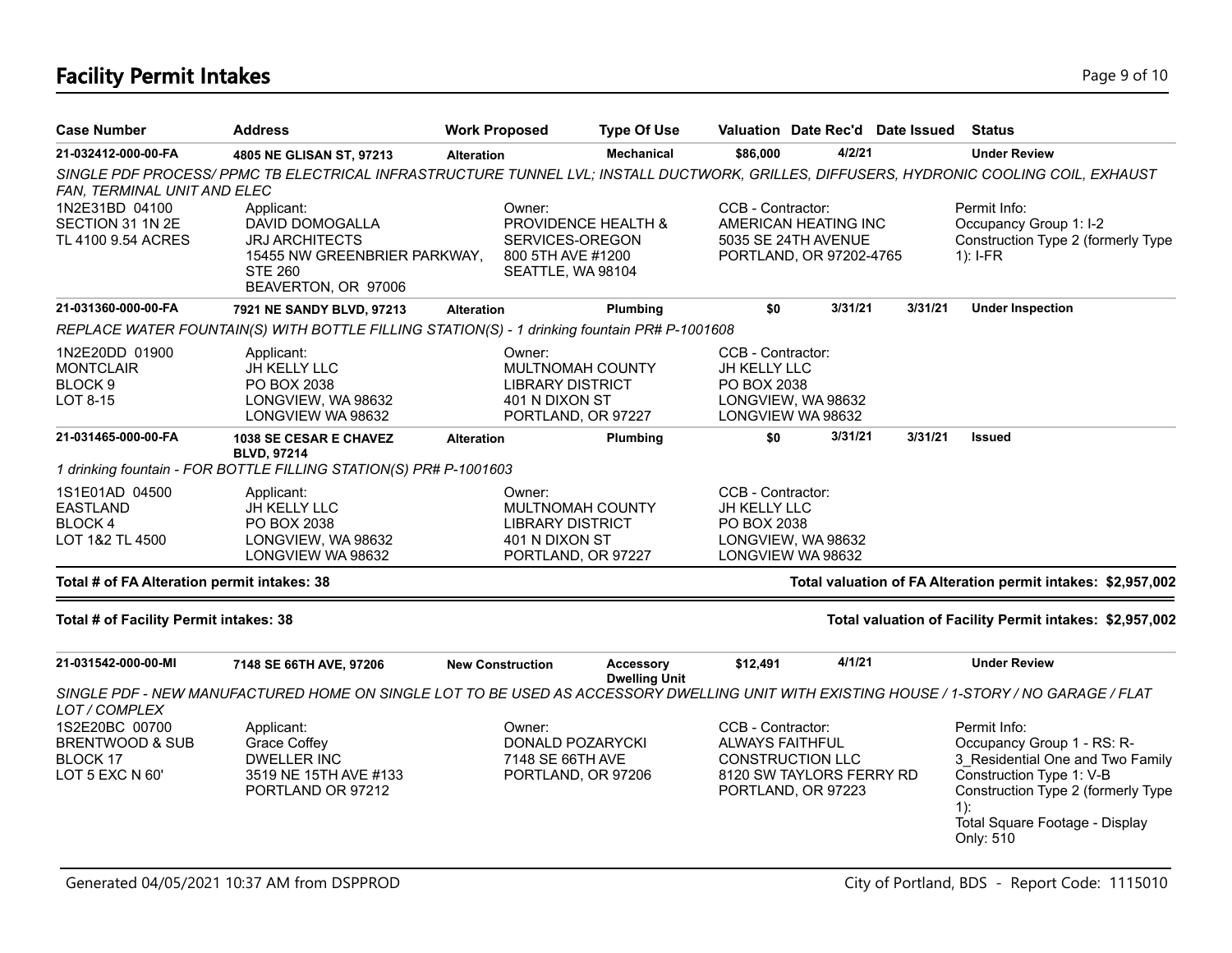## Facility Permit Intakes

| Case Number | Address | Work Proposed | Type Of Use | Valuation | Date Rec'd | Date Issued | Status |
|---|---|---|---|---|---|---|---|
| 21-032412-000-00-FA | 4805 NE GLISAN ST, 97213 | Alteration | Mechanical | $86,000 | 4/2/21 | | Under Review |

*SINGLE PDF PROCESS/ PPMC TB ELECTRICAL INFRASTRUCTURE TUNNEL LVL; INSTALL DUCTWORK, GRILLES, DIFFUSERS, HYDRONIC COOLING COIL, EXHAUST FAN, TERMINAL UNIT AND ELEC*

| | Applicant: | Owner: | CCB - Contractor: | Permit Info: |
|---|---|---|---|---|
| 1N2E31BD 04100<br>SECTION 31 1N 2E<br>TL 4100 9.54 ACRES | DAVID DOMOGALLA<br>JRJ ARCHITECTS<br>15455 NW GREENBRIER PARKWAY, STE 260<br>BEAVERTON, OR 97006 | PROVIDENCE HEALTH & SERVICES-OREGON<br>800 5TH AVE #1200<br>SEATTLE, WA 98104 | AMERICAN HEATING INC<br>5035 SE 24TH AVENUE<br>PORTLAND, OR 97202-4765 | Occupancy Group 1: I-2<br>Construction Type 2 (formerly Type 1): I-FR |

| Case Number | Address | Work Proposed | Type Of Use | Valuation | Date Rec'd | Date Issued | Status |
|---|---|---|---|---|---|---|---|
| 21-031360-000-00-FA | 7921 NE SANDY BLVD, 97213 | Alteration | Plumbing | $0 | 3/31/21 | 3/31/21 | Under Inspection |

*REPLACE WATER FOUNTAIN(S) WITH BOTTLE FILLING STATION(S) - 1 drinking fountain PR# P-1001608*

| | Applicant: | Owner: | CCB - Contractor: |
|---|---|---|---|
| 1N2E20DD 01900<br>MONTCLAIR<br>BLOCK 9<br>LOT 8-15 | JH KELLY LLC<br>PO BOX 2038<br>LONGVIEW, WA 98632<br>LONGVIEW WA 98632 | MULTNOMAH COUNTY LIBRARY DISTRICT<br>401 N DIXON ST<br>PORTLAND, OR 97227 | JH KELLY LLC<br>PO BOX 2038<br>LONGVIEW, WA 98632<br>LONGVIEW WA 98632 |

| Case Number | Address | Work Proposed | Type Of Use | Valuation | Date Rec'd | Date Issued | Status |
|---|---|---|---|---|---|---|---|
| 21-031465-000-00-FA | 1038 SE CESAR E CHAVEZ BLVD, 97214 | Alteration | Plumbing | $0 | 3/31/21 | 3/31/21 | Issued |

*1 drinking fountain - FOR BOTTLE FILLING STATION(S) PR# P-1001603*

| | Applicant: | Owner: | CCB - Contractor: |
|---|---|---|---|
| 1S1E01AD 04500<br>EASTLAND<br>BLOCK 4<br>LOT 1&2 TL 4500 | JH KELLY LLC<br>PO BOX 2038<br>LONGVIEW, WA 98632<br>LONGVIEW WA 98632 | MULTNOMAH COUNTY LIBRARY DISTRICT<br>401 N DIXON ST<br>PORTLAND, OR 97227 | JH KELLY LLC<br>PO BOX 2038<br>LONGVIEW, WA 98632<br>LONGVIEW WA 98632 |

**Total # of FA Alteration permit intakes: 38** — **Total valuation of FA Alteration permit intakes: $2,957,002**

**Total # of Facility Permit intakes: 38** — **Total valuation of Facility Permit intakes: $2,957,002**

| Case Number | Address | Work Proposed | Type Of Use | Valuation | Date Rec'd | Date Issued | Status |
|---|---|---|---|---|---|---|---|
| 21-031542-000-00-MI | 7148 SE 66TH AVE, 97206 | New Construction | Accessory Dwelling Unit | $12,491 | 4/1/21 | | Under Review |

*SINGLE PDF - NEW MANUFACTURED HOME ON SINGLE LOT TO BE USED AS ACCESSORY DWELLING UNIT WITH EXISTING HOUSE / 1-STORY / NO GARAGE / FLAT LOT / COMPLEX*

| | Applicant: | Owner: | CCB - Contractor: | Permit Info: |
|---|---|---|---|---|
| 1S2E20BC 00700<br>BRENTWOOD & SUB<br>BLOCK 17<br>LOT 5 EXC N 60' | Grace Coffey<br>DWELLER INC<br>3519 NE 15TH AVE #133<br>PORTLAND OR 97212 | DONALD POZARYCKI<br>7148 SE 66TH AVE<br>PORTLAND, OR 97206 | ALWAYS FAITHFUL CONSTRUCTION LLC<br>8120 SW TAYLORS FERRY RD<br>PORTLAND, OR 97223 | Occupancy Group 1 - RS: R-3_Residential One and Two Family<br>Construction Type 1: V-B<br>Construction Type 2 (formerly Type 1):<br>Total Square Footage - Display Only: 510 |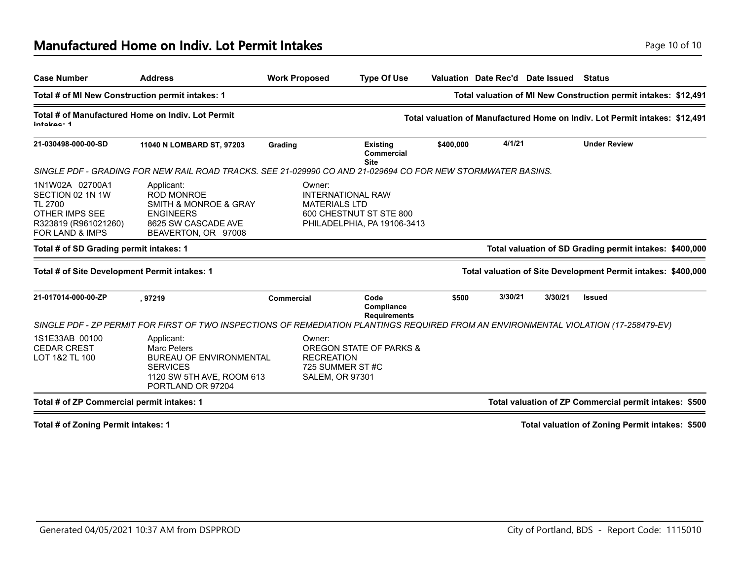# Manufactured Home on Indiv. Lot Permit Intakes

| Case Number | Address | Work Proposed | Type Of Use | Valuation | Date Rec'd | Date Issued | Status |
|---|---|---|---|---|---|---|---|

**Total # of MI New Construction permit intakes: 1** — **Total valuation of MI New Construction permit intakes: $12,491**

**Total # of Manufactured Home on Indiv. Lot Permit intakes: 1** — **Total valuation of Manufactured Home on Indiv. Lot Permit intakes: $12,491**

| Case Number | Address | Work Proposed | Type Of Use | Valuation | Date Rec'd | Date Issued | Status |
|---|---|---|---|---|---|---|---|
| **21-030498-000-00-SD** | **11040 N LOMBARD ST, 97203** | **Grading** | **Existing Commercial Site** | **$400,000** | **4/1/21** | | **Under Review** |

*SINGLE PDF - GRADING FOR NEW RAIL ROAD TRACKS. SEE 21-029990 CO AND 21-029694 CO FOR NEW STORMWATER BASINS.*

1N1W02A 02700A1
SECTION 02 1N 1W
TL 2700
OTHER IMPS SEE
R323819 (R961021260)
FOR LAND & IMPS

Applicant:
ROD MONROE
SMITH & MONROE & GRAY ENGINEERS
8625 SW CASCADE AVE
BEAVERTON, OR 97008

Owner:
INTERNATIONAL RAW MATERIALS LTD
600 CHESTNUT ST STE 800
PHILADELPHIA, PA 19106-3413

**Total # of SD Grading permit intakes: 1** — **Total valuation of SD Grading permit intakes: $400,000**

**Total # of Site Development Permit intakes: 1** — **Total valuation of Site Development Permit intakes: $400,000**

| Case Number | Address | Work Proposed | Type Of Use | Valuation | Date Rec'd | Date Issued | Status |
|---|---|---|---|---|---|---|---|
| **21-017014-000-00-ZP** | **, 97219** | **Commercial** | **Code Compliance Requirements** | **$500** | **3/30/21** | **3/30/21** | **Issued** |

*SINGLE PDF - ZP PERMIT FOR FIRST OF TWO INSPECTIONS OF REMEDIATION PLANTINGS REQUIRED FROM AN ENVIRONMENTAL VIOLATION (17-258479-EV)*

1S1E33AB 00100
CEDAR CREST
LOT 1&2 TL 100

Applicant:
Marc Peters
BUREAU OF ENVIRONMENTAL SERVICES
1120 SW 5TH AVE, ROOM 613
PORTLAND OR 97204

Owner:
OREGON STATE OF PARKS & RECREATION
725 SUMMER ST #C
SALEM, OR 97301

**Total # of ZP Commercial permit intakes: 1** — **Total valuation of ZP Commercial permit intakes: $500**

**Total # of Zoning Permit intakes: 1** — **Total valuation of Zoning Permit intakes: $500**